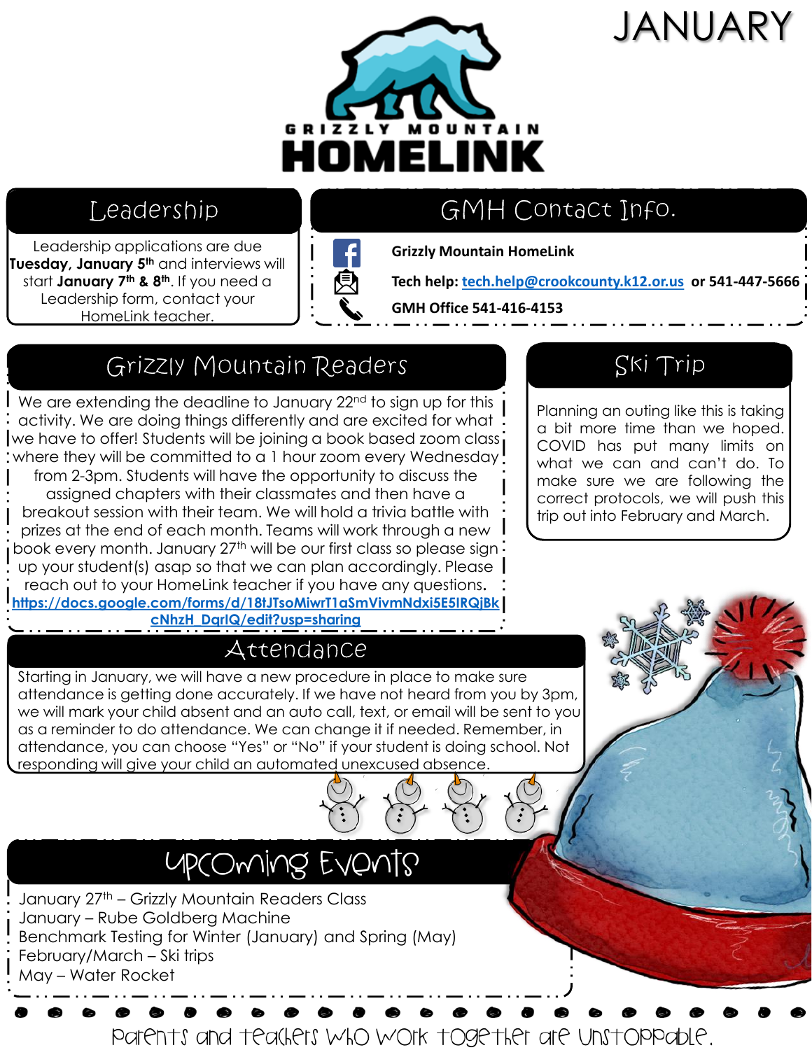# JANUARY

GRIZZLY MOUNTAIN

**HOMELINK**

## Leadership

Leadership applications are due **Tuesday, January 5th** and interviews will start **January 7th & 8th**. If you need a Leadership form, contact your HomeLink teacher.

## GMH Contact Info.

**Grizzly Mountain HomeLink**

**Tech help: tech.help@crookcounty.k12.or.us or 541-447-5666**

**GMH Office 541-416-4153**

## Grizzly Mountain Readers

We are extending the deadline to January 22nd to sign up for this activity. We are doing things differently and are excited for what we have to offer! Students will be joining a book based zoom class where they will be committed to a 1 hour zoom every Wednesday from 2-3pm. Students will have the opportunity to discuss the assigned chapters with their classmates and then have a breakout session with their team. We will hold a trivia battle with prizes at the end of each month. Teams will work through a new book every month. January 27th will be our first class so please sign up your student(s) asap so that we can plan accordingly. Please reach out to your HomeLink teacher if you have any questions.

**https://docs.google.com/forms/d/18tJTsoMiwrT1aSmVivmNdxi5E5lRQjBkcNhzH_DqrIQ/edit?usp=sharing**

## Ski Trip

Planning an outing like this is taking a bit more time than we hoped. COVID has put many limits on what we can and can't do. To make sure we are following the correct protocols, we will push this trip out into February and March.

## Attendance

Starting in January, we will have a new procedure in place to make sure attendance is getting done accurately. If we have not heard from you by 3pm, we will mark your child absent and an auto call, text, or email will be sent to you as a reminder to do attendance. We can change it if needed. Remember, in attendance, you can choose "Yes" or "No" if your student is doing school. Not responding will give your child an automated unexcused absence.

## Upcoming Events

January 27th – Grizzly Mountain Readers Class
January – Rube Goldberg Machine
Benchmark Testing for Winter (January) and Spring (May)
February/March – Ski trips
May – Water Rocket

Parents and teachers who work together are unstoppable.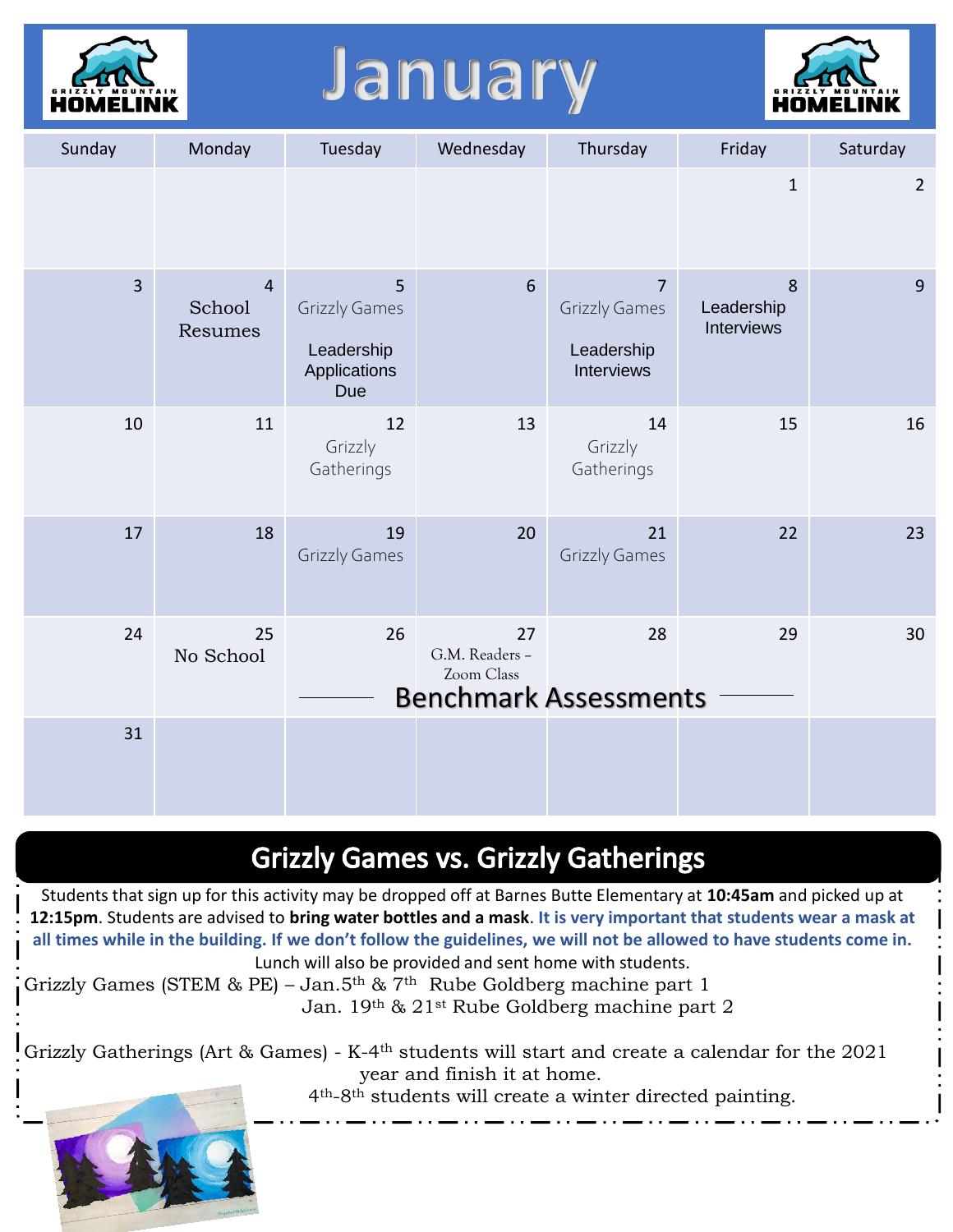# January

| Sunday | Monday | Tuesday | Wednesday | Thursday | Friday | Saturday |
|---|---|---|---|---|---|---|
| | | | | | 1 | 2 |
| 3 | 4 School Resumes | 5 Grizzly Games Leadership Applications Due | 6 | 7 Grizzly Games Leadership Interviews | 8 Leadership Interviews | 9 |
| 10 | 11 | 12 Grizzly Gatherings | 13 | 14 Grizzly Gatherings | 15 | 16 |
| 17 | 18 | 19 Grizzly Games | 20 | 21 Grizzly Games | 22 | 23 |
| 24 | 25 No School | 26 Benchmark Assessments | 27 G.M. Readers – Zoom Class Benchmark Assessments | 28 Benchmark Assessments | 29 Benchmark Assessments | 30 |
| 31 | | | | | | |

## Grizzly Games vs. Grizzly Gatherings

Students that sign up for this activity may be dropped off at Barnes Butte Elementary at **10:45am** and picked up at **12:15pm**. Students are advised to **bring water bottles and a mask**. **It is very important that students wear a mask at all times while in the building. If we don't follow the guidelines, we will not be allowed to have students come in.** Lunch will also be provided and sent home with students.

Grizzly Games (STEM & PE) – Jan.5th & 7th Rube Goldberg machine part 1
Jan. 19th & 21st Rube Goldberg machine part 2

Grizzly Gatherings (Art & Games) - K-4th students will start and create a calendar for the 2021 year and finish it at home.
4th-8th students will create a winter directed painting.